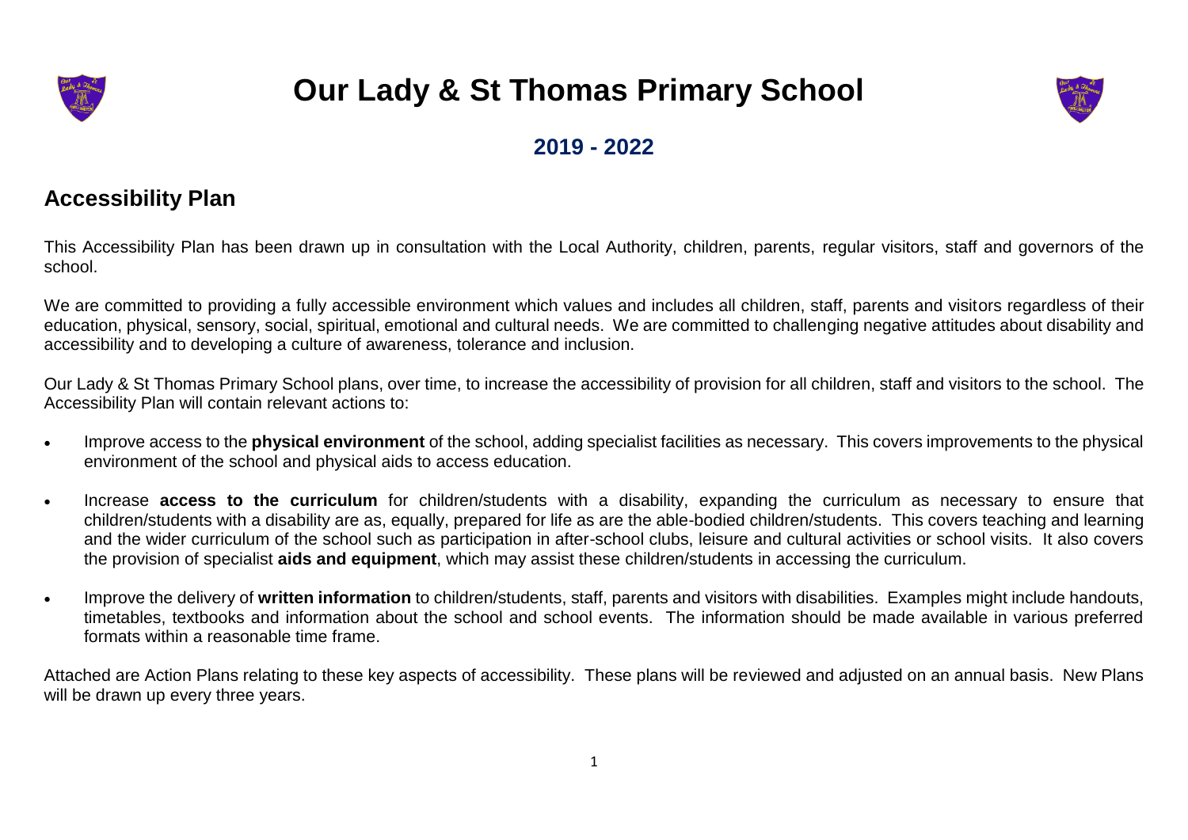# Our Lady & St Thomas Primary School

## 2019 - 2022

## Accessibility Plan

This Accessibility Plan has been drawn up in consultation with the Local Authority, children, parents, regular visitors, staff and governors of the school.

We are committed to providing a fully accessible environment which values and includes all children, staff, parents and visitors regardless of their education, physical, sensory, social, spiritual, emotional and cultural needs. We are committed to challenging negative attitudes about disability and accessibility and to developing a culture of awareness, tolerance and inclusion.

Our Lady & St Thomas Primary School plans, over time, to increase the accessibility of provision for all children, staff and visitors to the school. The Accessibility Plan will contain relevant actions to:

- Improve access to the **physical environment** of the school, adding specialist facilities as necessary. This covers improvements to the physical environment of the school and physical aids to access education.
- Increase **access to the curriculum** for children/students with a disability, expanding the curriculum as necessary to ensure that children/students with a disability are as, equally, prepared for life as are the able-bodied children/students. This covers teaching and learning and the wider curriculum of the school such as participation in after-school clubs, leisure and cultural activities or school visits. It also covers the provision of specialist **aids and equipment**, which may assist these children/students in accessing the curriculum.
- Improve the delivery of **written information** to children/students, staff, parents and visitors with disabilities. Examples might include handouts, timetables, textbooks and information about the school and school events. The information should be made available in various preferred formats within a reasonable time frame.

Attached are Action Plans relating to these key aspects of accessibility. These plans will be reviewed and adjusted on an annual basis. New Plans will be drawn up every three years.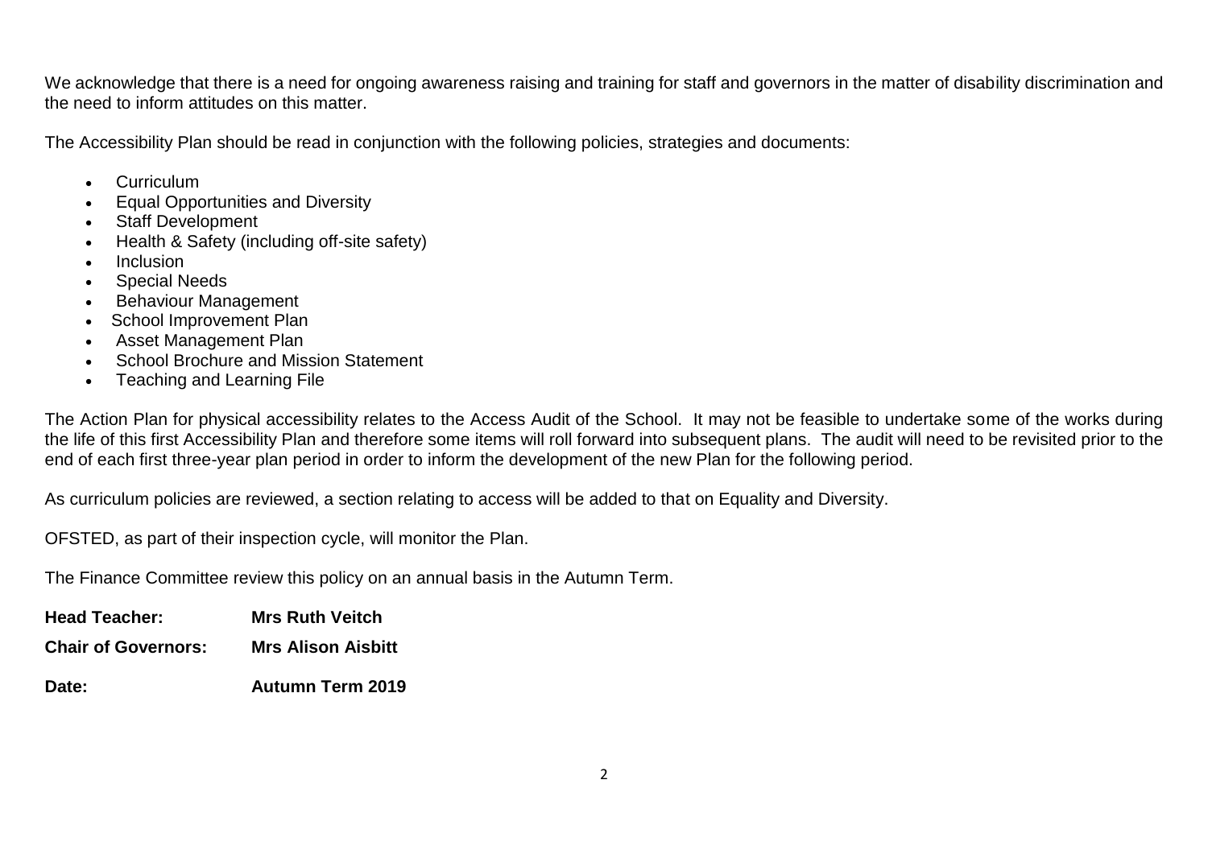We acknowledge that there is a need for ongoing awareness raising and training for staff and governors in the matter of disability discrimination and the need to inform attitudes on this matter.

The Accessibility Plan should be read in conjunction with the following policies, strategies and documents:

- Curriculum
- Equal Opportunities and Diversity
- Staff Development
- Health & Safety (including off-site safety)
- Inclusion
- Special Needs
- Behaviour Management
- School Improvement Plan
- Asset Management Plan
- School Brochure and Mission Statement
- Teaching and Learning File

The Action Plan for physical accessibility relates to the Access Audit of the School. It may not be feasible to undertake some of the works during the life of this first Accessibility Plan and therefore some items will roll forward into subsequent plans. The audit will need to be revisited prior to the end of each first three-year plan period in order to inform the development of the new Plan for the following period.

As curriculum policies are reviewed, a section relating to access will be added to that on Equality and Diversity.

OFSTED, as part of their inspection cycle, will monitor the Plan.

The Finance Committee review this policy on an annual basis in the Autumn Term.

**Head Teacher:** **Mrs Ruth Veitch**

**Chair of Governors:** **Mrs Alison Aisbitt**

**Date:** **Autumn Term 2019**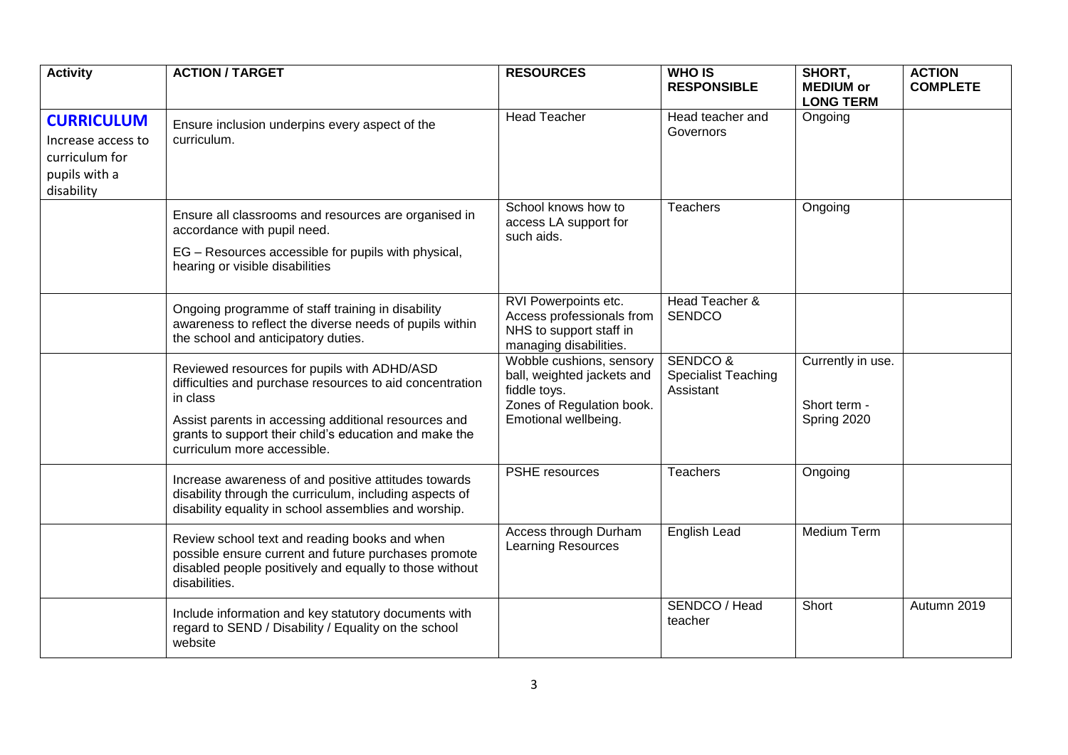| Activity | ACTION / TARGET | RESOURCES | WHO IS RESPONSIBLE | SHORT, MEDIUM or LONG TERM | ACTION COMPLETE |
|---|---|---|---|---|---|
| **CURRICULUM** Increase access to curriculum for pupils with a disability | Ensure inclusion underpins every aspect of the curriculum. | Head Teacher | Head teacher and Governors | Ongoing | |
| | Ensure all classrooms and resources are organised in accordance with pupil need. EG – Resources accessible for pupils with physical, hearing or visible disabilities | School knows how to access LA support for such aids. | Teachers | Ongoing | |
| | Ongoing programme of staff training in disability awareness to reflect the diverse needs of pupils within the school and anticipatory duties. | RVI Powerpoints etc. Access professionals from NHS to support staff in managing disabilities. | Head Teacher & SENDCO | | |
| | Reviewed resources for pupils with ADHD/ASD difficulties and purchase resources to aid concentration in class. Assist parents in accessing additional resources and grants to support their child's education and make the curriculum more accessible. | Wobble cushions, sensory ball, weighted jackets and fiddle toys. Zones of Regulation book. Emotional wellbeing. | SENDCO & Specialist Teaching Assistant | Currently in use. Short term - Spring 2020 | |
| | Increase awareness of and positive attitudes towards disability through the curriculum, including aspects of disability equality in school assemblies and worship. | PSHE resources | Teachers | Ongoing | |
| | Review school text and reading books and when possible ensure current and future purchases promote disabled people positively and equally to those without disabilities. | Access through Durham Learning Resources | English Lead | Medium Term | |
| | Include information and key statutory documents with regard to SEND / Disability / Equality on the school website | | SENDCO / Head teacher | Short | Autumn 2019 |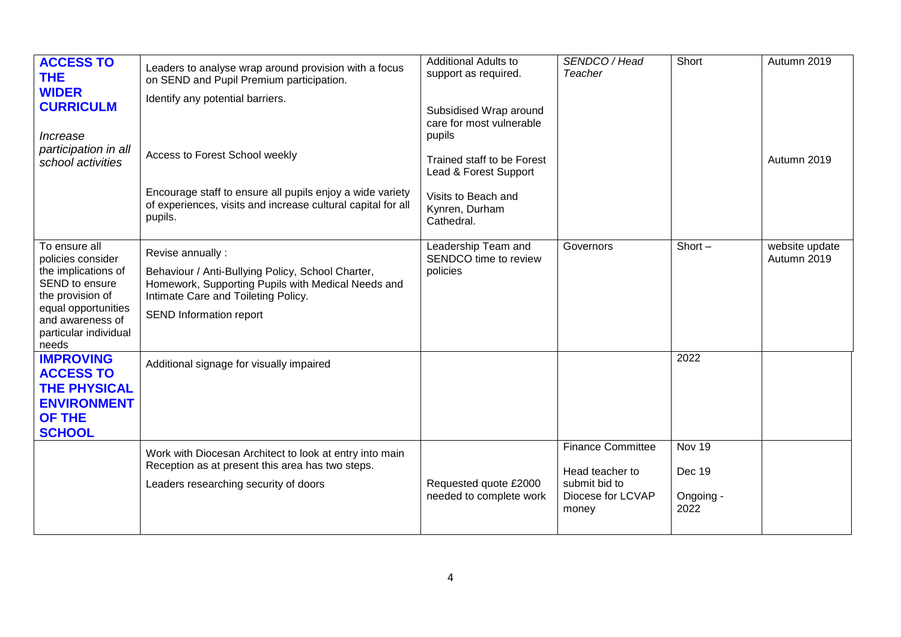| | | | | | |
|---|---|---|---|---|---|
| **ACCESS TO THE WIDER CURRICULM**<br><br>*Increase participation in all school activities* | Leaders to analyse wrap around provision with a focus on SEND and Pupil Premium participation.<br>Identify any potential barriers.<br><br>Access to Forest School weekly<br><br>Encourage staff to ensure all pupils enjoy a wide variety of experiences, visits and increase cultural capital for all pupils. | Additional Adults to support as required.<br><br>Subsidised Wrap around care for most vulnerable pupils<br><br>Trained staff to be Forest Lead & Forest Support<br><br>Visits to Beach and Kynren, Durham Cathedral. | *SENDCO / Head Teacher* | Short | Autumn 2019<br><br><br><br>Autumn 2019 |
| To ensure all policies consider the implications of SEND to ensure the provision of equal opportunities and awareness of particular individual needs | Revise annually :<br>Behaviour / Anti-Bullying Policy, School Charter, Homework, Supporting Pupils with Medical Needs and Intimate Care and Toileting Policy.<br>SEND Information report | Leadership Team and SENDCO time to review policies | Governors | Short – | website update Autumn 2019 |
| **IMPROVING ACCESS TO THE PHYSICAL ENVIRONMENT OF THE SCHOOL** | Additional signage for visually impaired | | | 2022 | |
| | Work with Diocesan Architect to look at entry into main Reception as at present this area has two steps.<br>Leaders researching security of doors | Requested quote £2000 needed to complete work | Finance Committee<br><br>Head teacher to submit bid to Diocese for LCVAP money | Nov 19<br><br>Dec 19<br><br>Ongoing - 2022 | |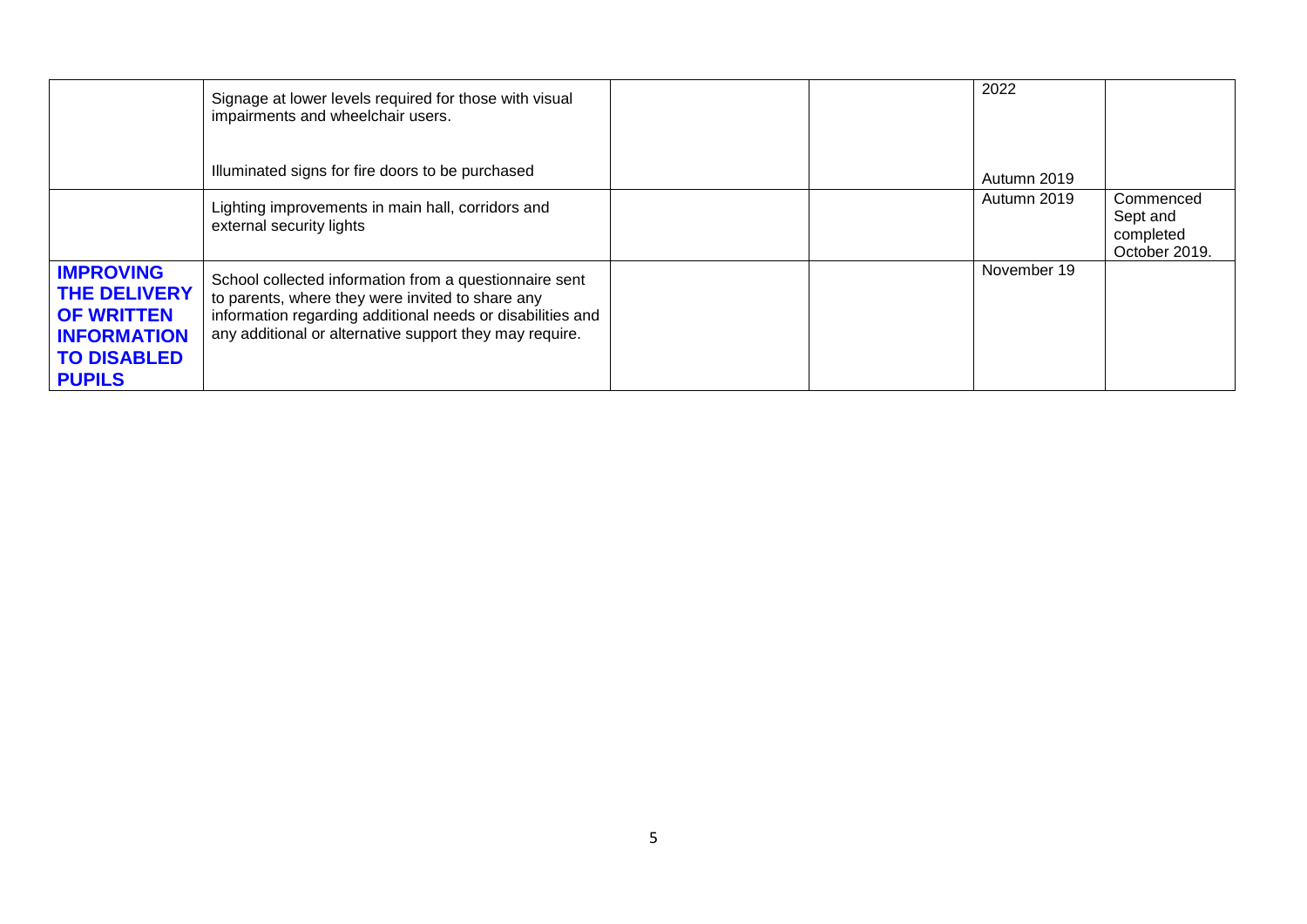| | | | | | |
|---|---|---|---|---|---|
| | Signage at lower levels required for those with visual impairments and wheelchair users.<br><br>Illuminated signs for fire doors to be purchased | | | 2022<br><br>Autumn 2019 | |
| | Lighting improvements in main hall, corridors and external security lights | | | Autumn 2019 | Commenced Sept and completed October 2019. |
| **IMPROVING THE DELIVERY OF WRITTEN INFORMATION TO DISABLED PUPILS** | School collected information from a questionnaire sent to parents, where they were invited to share any information regarding additional needs or disabilities and any additional or alternative support they may require. | | | November 19 | |